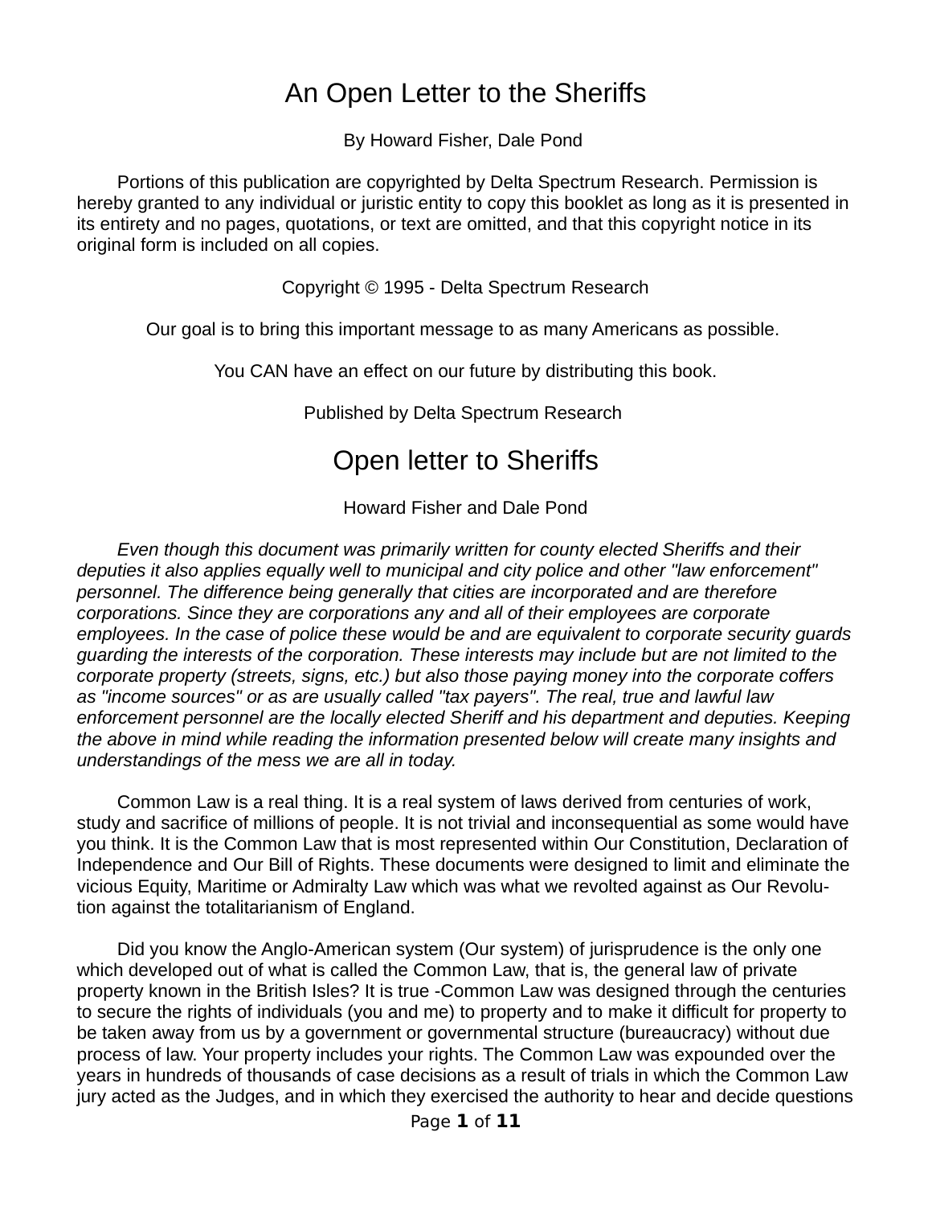# An Open Letter to the Sheriffs

By Howard Fisher, Dale Pond

Portions of this publication are copyrighted by Delta Spectrum Research. Permission is hereby granted to any individual or juristic entity to copy this booklet as long as it is presented in its entirety and no pages, quotations, or text are omitted, and that this copyright notice in its original form is included on all copies.

Copyright © 1995 - Delta Spectrum Research

Our goal is to bring this important message to as many Americans as possible.

You CAN have an effect on our future by distributing this book.

Published by Delta Spectrum Research

# Open letter to Sheriffs

Howard Fisher and Dale Pond

*Even though this document was primarily written for county elected Sheriffs and their deputies it also applies equally well to municipal and city police and other "law enforcement" personnel. The difference being generally that cities are incorporated and are therefore corporations. Since they are corporations any and all of their employees are corporate employees. In the case of police these would be and are equivalent to corporate security guards guarding the interests of the corporation. These interests may include but are not limited to the corporate property (streets, signs, etc.) but also those paying money into the corporate coffers as "income sources" or as are usually called "tax payers". The real, true and lawful law enforcement personnel are the locally elected Sheriff and his department and deputies. Keeping the above in mind while reading the information presented below will create many insights and understandings of the mess we are all in today.*

Common Law is a real thing. It is a real system of laws derived from centuries of work, study and sacrifice of millions of people. It is not trivial and inconsequential as some would have you think. It is the Common Law that is most represented within Our Constitution, Declaration of Independence and Our Bill of Rights. These documents were designed to limit and eliminate the vicious Equity, Maritime or Admiralty Law which was what we revolted against as Our Revolution against the totalitarianism of England.

Did you know the Anglo-American system (Our system) of jurisprudence is the only one which developed out of what is called the Common Law, that is, the general law of private property known in the British Isles? It is true -Common Law was designed through the centuries to secure the rights of individuals (you and me) to property and to make it difficult for property to be taken away from us by a government or governmental structure (bureaucracy) without due process of law. Your property includes your rights. The Common Law was expounded over the years in hundreds of thousands of case decisions as a result of trials in which the Common Law jury acted as the Judges, and in which they exercised the authority to hear and decide questions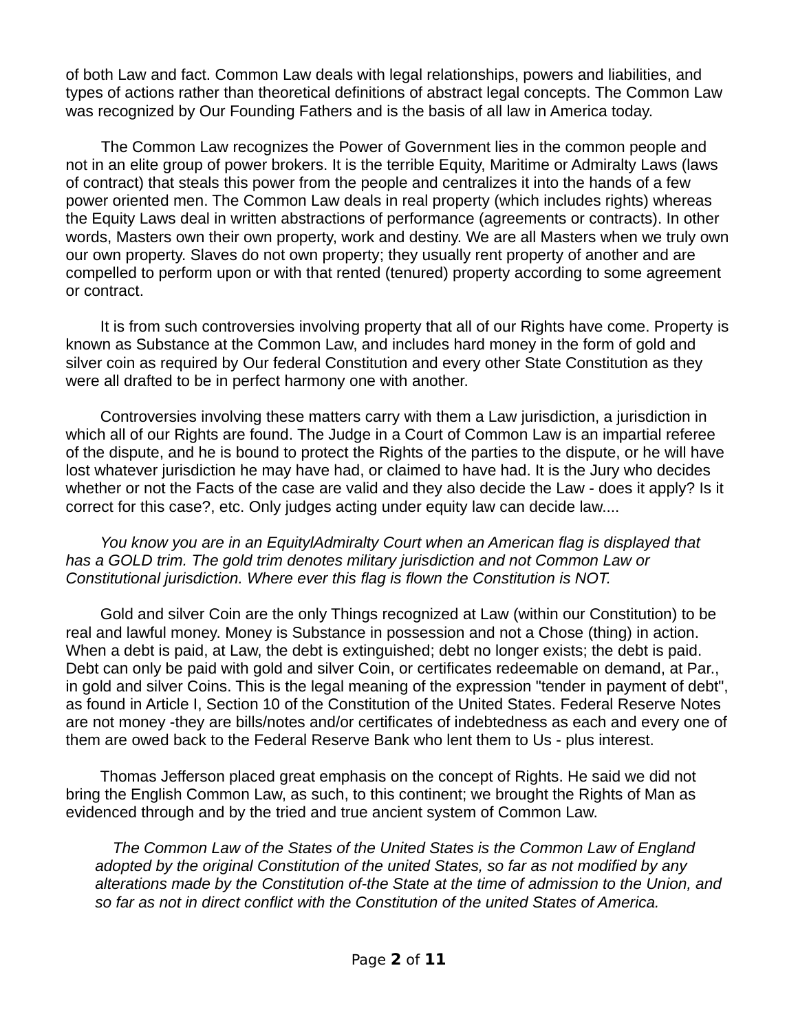of both Law and fact. Common Law deals with legal relationships, powers and liabilities, and types of actions rather than theoretical definitions of abstract legal concepts. The Common Law was recognized by Our Founding Fathers and is the basis of all law in America today.

The Common Law recognizes the Power of Government lies in the common people and not in an elite group of power brokers. It is the terrible Equity, Maritime or Admiralty Laws (laws of contract) that steals this power from the people and centralizes it into the hands of a few power oriented men. The Common Law deals in real property (which includes rights) whereas the Equity Laws deal in written abstractions of performance (agreements or contracts). In other words, Masters own their own property, work and destiny. We are all Masters when we truly own our own property. Slaves do not own property; they usually rent property of another and are compelled to perform upon or with that rented (tenured) property according to some agreement or contract.

It is from such controversies involving property that all of our Rights have come. Property is known as Substance at the Common Law, and includes hard money in the form of gold and silver coin as required by Our federal Constitution and every other State Constitution as they were all drafted to be in perfect harmony one with another.

Controversies involving these matters carry with them a Law jurisdiction, a jurisdiction in which all of our Rights are found. The Judge in a Court of Common Law is an impartial referee of the dispute, and he is bound to protect the Rights of the parties to the dispute, or he will have lost whatever jurisdiction he may have had, or claimed to have had. It is the Jury who decides whether or not the Facts of the case are valid and they also decide the Law - does it apply? Is it correct for this case?, etc. Only judges acting under equity law can decide law....

*You know you are in an EquitylAdmiralty Court when an American flag is displayed that has a GOLD trim. The gold trim denotes military jurisdiction and not Common Law or Constitutional jurisdiction. Where ever this flag is flown the Constitution is NOT.*

Gold and silver Coin are the only Things recognized at Law (within our Constitution) to be real and lawful money. Money is Substance in possession and not a Chose (thing) in action. When a debt is paid, at Law, the debt is extinguished; debt no longer exists; the debt is paid. Debt can only be paid with gold and silver Coin, or certificates redeemable on demand, at Par., in gold and silver Coins. This is the legal meaning of the expression "tender in payment of debt", as found in Article I, Section 10 of the Constitution of the United States. Federal Reserve Notes are not money -they are bills/notes and/or certificates of indebtedness as each and every one of them are owed back to the Federal Reserve Bank who lent them to Us - plus interest.

Thomas Jefferson placed great emphasis on the concept of Rights. He said we did not bring the English Common Law, as such, to this continent; we brought the Rights of Man as evidenced through and by the tried and true ancient system of Common Law.

> *The Common Law of the States of the United States is the Common Law of England adopted by the original Constitution of the united States, so far as not modified by any alterations made by the Constitution of-the State at the time of admission to the Union, and so far as not in direct conflict with the Constitution of the united States of America.*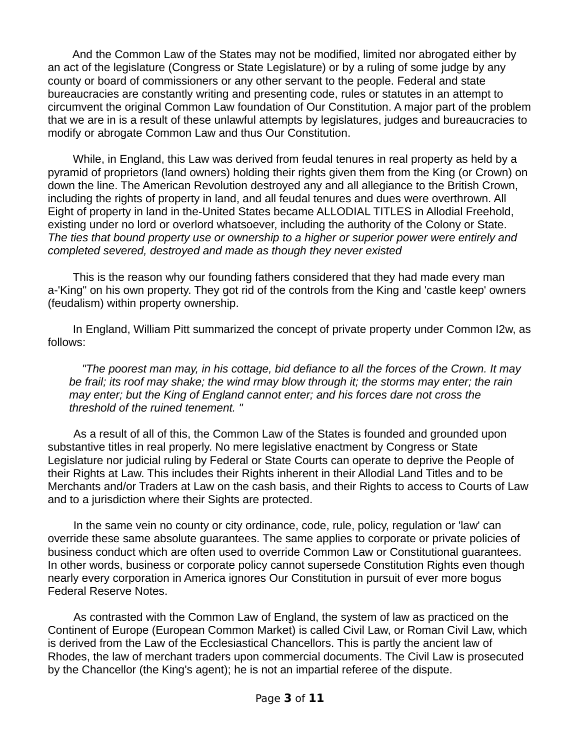And the Common Law of the States may not be modified, limited nor abrogated either by an act of the legislature (Congress or State Legislature) or by a ruling of some judge by any county or board of commissioners or any other servant to the people. Federal and state bureaucracies are constantly writing and presenting code, rules or statutes in an attempt to circumvent the original Common Law foundation of Our Constitution. A major part of the problem that we are in is a result of these unlawful attempts by legislatures, judges and bureaucracies to modify or abrogate Common Law and thus Our Constitution.

While, in England, this Law was derived from feudal tenures in real property as held by a pyramid of proprietors (land owners) holding their rights given them from the King (or Crown) on down the line. The American Revolution destroyed any and all allegiance to the British Crown, including the rights of property in land, and all feudal tenures and dues were overthrown. All Eight of property in land in the-United States became ALLODIAL TITLES in Allodial Freehold, existing under no lord or overlord whatsoever, including the authority of the Colony or State. *The ties that bound property use or ownership to a higher or superior power were entirely and completed severed, destroyed and made as though they never existed*

This is the reason why our founding fathers considered that they had made every man a-'King" on his own property. They got rid of the controls from the King and 'castle keep' owners (feudalism) within property ownership.

In England, William Pitt summarized the concept of private property under Common I2w, as follows:

> *"The poorest man may, in his cottage, bid defiance to all the forces of the Crown. It may be frail; its roof may shake; the wind rmay blow through it; the storms may enter; the rain may enter; but the King of England cannot enter; and his forces dare not cross the threshold of the ruined tenement. "*

As a result of all of this, the Common Law of the States is founded and grounded upon substantive titles in real properly. No mere legislative enactment by Congress or State Legislature nor judicial ruling by Federal or State Courts can operate to deprive the People of their Rights at Law. This includes their Rights inherent in their Allodial Land Titles and to be Merchants and/or Traders at Law on the cash basis, and their Rights to access to Courts of Law and to a jurisdiction where their Sights are protected.

In the same vein no county or city ordinance, code, rule, policy, regulation or 'law' can override these same absolute guarantees. The same applies to corporate or private policies of business conduct which are often used to override Common Law or Constitutional guarantees. In other words, business or corporate policy cannot supersede Constitution Rights even though nearly every corporation in America ignores Our Constitution in pursuit of ever more bogus Federal Reserve Notes.

As contrasted with the Common Law of England, the system of law as practiced on the Continent of Europe (European Common Market) is called Civil Law, or Roman Civil Law, which is derived from the Law of the Ecclesiastical Chancellors. This is partly the ancient law of Rhodes, the law of merchant traders upon commercial documents. The Civil Law is prosecuted by the Chancellor (the King's agent); he is not an impartial referee of the dispute.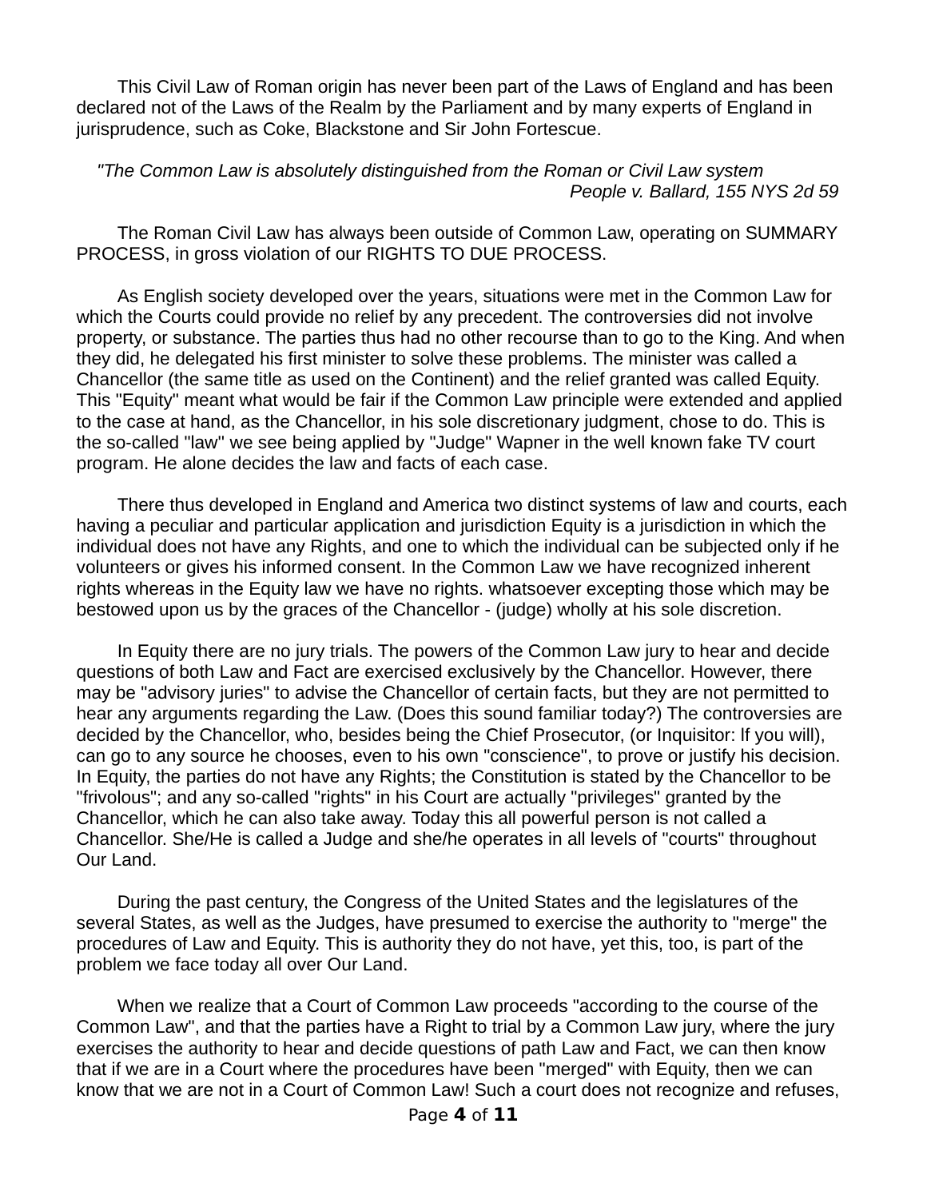This Civil Law of Roman origin has never been part of the Laws of England and has been declared not of the Laws of the Realm by the Parliament and by many experts of England in jurisprudence, such as Coke, Blackstone and Sir John Fortescue.

> *"The Common Law is absolutely distinguished from the Roman or Civil Law system*
> *People v. Ballard, 155 NYS 2d 59*

The Roman Civil Law has always been outside of Common Law, operating on SUMMARY PROCESS, in gross violation of our RIGHTS TO DUE PROCESS.

As English society developed over the years, situations were met in the Common Law for which the Courts could provide no relief by any precedent. The controversies did not involve property, or substance. The parties thus had no other recourse than to go to the King. And when they did, he delegated his first minister to solve these problems. The minister was called a Chancellor (the same title as used on the Continent) and the relief granted was called Equity. This "Equity" meant what would be fair if the Common Law principle were extended and applied to the case at hand, as the Chancellor, in his sole discretionary judgment, chose to do. This is the so-called "law" we see being applied by "Judge" Wapner in the well known fake TV court program. He alone decides the law and facts of each case.

There thus developed in England and America two distinct systems of law and courts, each having a peculiar and particular application and jurisdiction Equity is a jurisdiction in which the individual does not have any Rights, and one to which the individual can be subjected only if he volunteers or gives his informed consent. In the Common Law we have recognized inherent rights whereas in the Equity law we have no rights. whatsoever excepting those which may be bestowed upon us by the graces of the Chancellor - (judge) wholly at his sole discretion.

In Equity there are no jury trials. The powers of the Common Law jury to hear and decide questions of both Law and Fact are exercised exclusively by the Chancellor. However, there may be "advisory juries" to advise the Chancellor of certain facts, but they are not permitted to hear any arguments regarding the Law. (Does this sound familiar today?) The controversies are decided by the Chancellor, who, besides being the Chief Prosecutor, (or Inquisitor: lf you will), can go to any source he chooses, even to his own "conscience", to prove or justify his decision. In Equity, the parties do not have any Rights; the Constitution is stated by the Chancellor to be "frivolous"; and any so-called "rights" in his Court are actually "privileges" granted by the Chancellor, which he can also take away. Today this all powerful person is not called a Chancellor. She/He is called a Judge and she/he operates in all levels of "courts" throughout Our Land.

During the past century, the Congress of the United States and the legislatures of the several States, as well as the Judges, have presumed to exercise the authority to "merge" the procedures of Law and Equity. This is authority they do not have, yet this, too, is part of the problem we face today all over Our Land.

When we realize that a Court of Common Law proceeds "according to the course of the Common Law", and that the parties have a Right to trial by a Common Law jury, where the jury exercises the authority to hear and decide questions of path Law and Fact, we can then know that if we are in a Court where the procedures have been "merged" with Equity, then we can know that we are not in a Court of Common Law! Such a court does not recognize and refuses,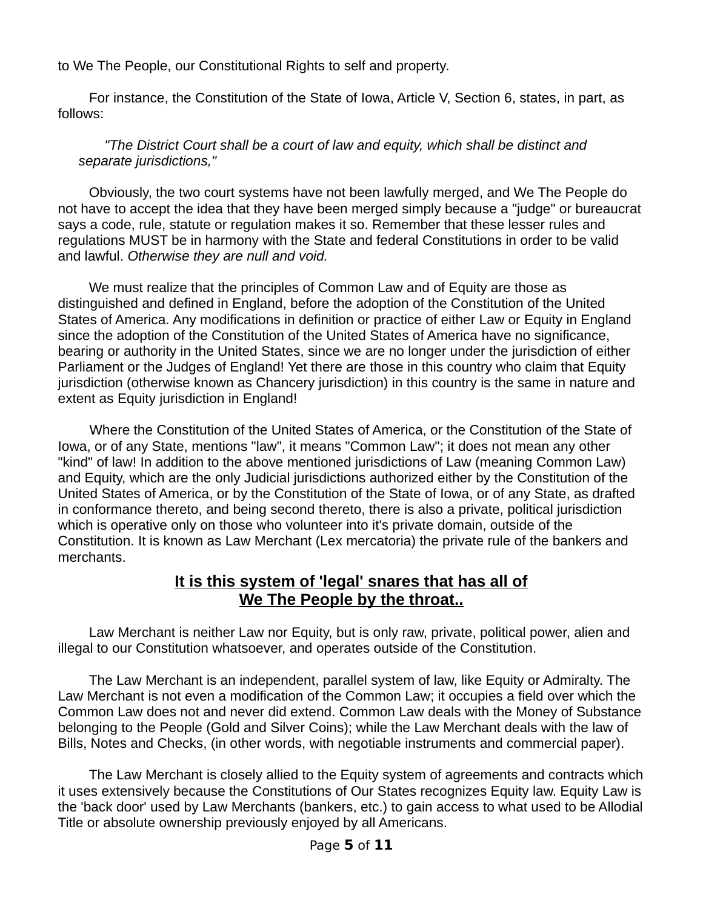to We The People, our Constitutional Rights to self and property.

For instance, the Constitution of the State of Iowa, Article V, Section 6, states, in part, as follows:

> *"The District Court shall be a court of law and equity, which shall be distinct and separate jurisdictions,"*

Obviously, the two court systems have not been lawfully merged, and We The People do not have to accept the idea that they have been merged simply because a "judge" or bureaucrat says a code, rule, statute or regulation makes it so. Remember that these lesser rules and regulations MUST be in harmony with the State and federal Constitutions in order to be valid and lawful. *Otherwise they are null and void.*

We must realize that the principles of Common Law and of Equity are those as distinguished and defined in England, before the adoption of the Constitution of the United States of America. Any modifications in definition or practice of either Law or Equity in England since the adoption of the Constitution of the United States of America have no significance, bearing or authority in the United States, since we are no longer under the jurisdiction of either Parliament or the Judges of England! Yet there are those in this country who claim that Equity jurisdiction (otherwise known as Chancery jurisdiction) in this country is the same in nature and extent as Equity jurisdiction in England!

Where the Constitution of the United States of America, or the Constitution of the State of Iowa, or of any State, mentions "law", it means "Common Law"; it does not mean any other "kind" of law! In addition to the above mentioned jurisdictions of Law (meaning Common Law) and Equity, which are the only Judicial jurisdictions authorized either by the Constitution of the United States of America, or by the Constitution of the State of Iowa, or of any State, as drafted in conformance thereto, and being second thereto, there is also a private, political jurisdiction which is operative only on those who volunteer into it's private domain, outside of the Constitution. It is known as Law Merchant (Lex mercatoria) the private rule of the bankers and merchants.

**<u>It is this system of 'legal' snares that has all of We The People by the throat..</u>**

Law Merchant is neither Law nor Equity, but is only raw, private, political power, alien and illegal to our Constitution whatsoever, and operates outside of the Constitution.

The Law Merchant is an independent, parallel system of law, like Equity or Admiralty. The Law Merchant is not even a modification of the Common Law; it occupies a field over which the Common Law does not and never did extend. Common Law deals with the Money of Substance belonging to the People (Gold and Silver Coins); while the Law Merchant deals with the law of Bills, Notes and Checks, (in other words, with negotiable instruments and commercial paper).

The Law Merchant is closely allied to the Equity system of agreements and contracts which it uses extensively because the Constitutions of Our States recognizes Equity law. Equity Law is the 'back door' used by Law Merchants (bankers, etc.) to gain access to what used to be Allodial Title or absolute ownership previously enjoyed by all Americans.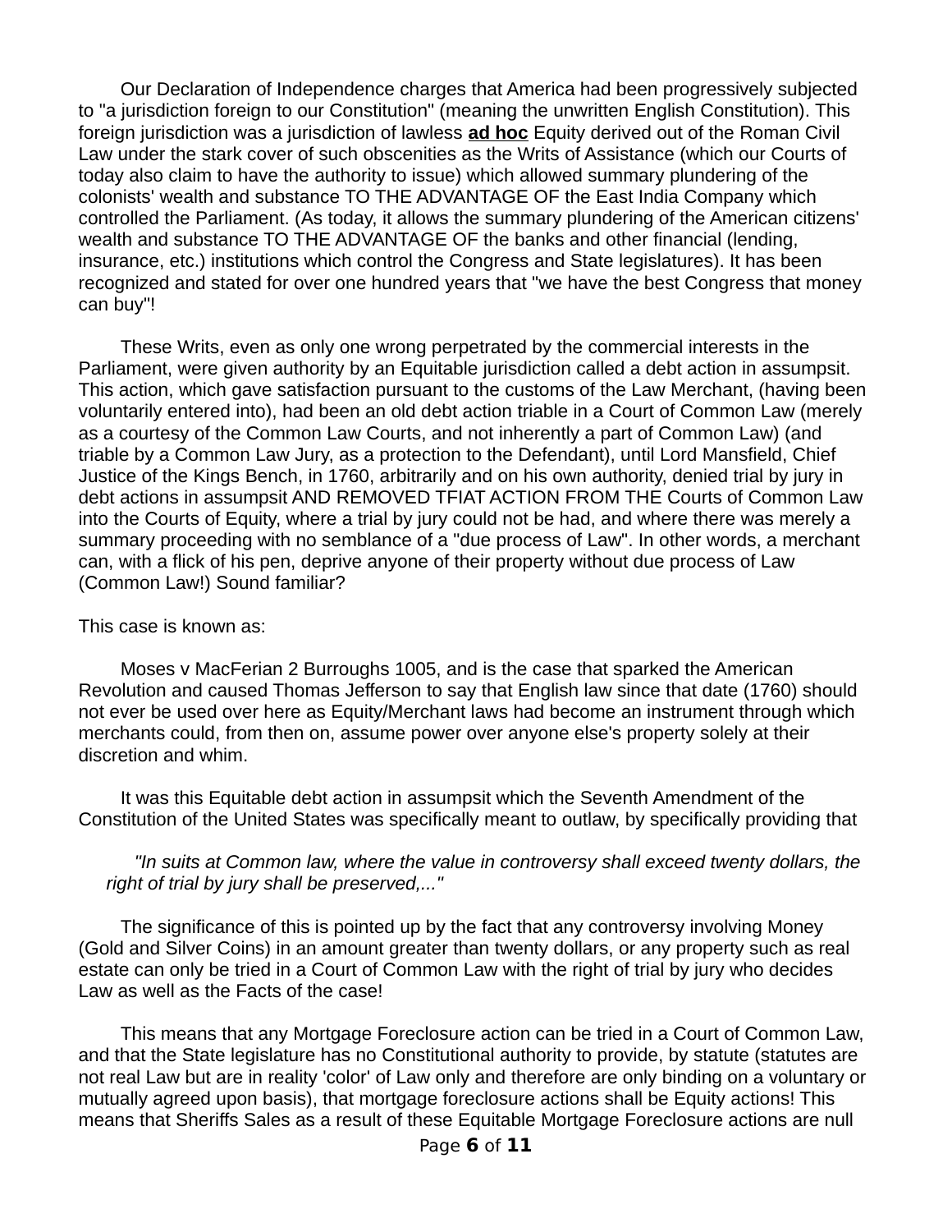Our Declaration of Independence charges that America had been progressively subjected to "a jurisdiction foreign to our Constitution" (meaning the unwritten English Constitution). This foreign jurisdiction was a jurisdiction of lawless **ad hoc** Equity derived out of the Roman Civil Law under the stark cover of such obscenities as the Writs of Assistance (which our Courts of today also claim to have the authority to issue) which allowed summary plundering of the colonists' wealth and substance TO THE ADVANTAGE OF the East India Company which controlled the Parliament. (As today, it allows the summary plundering of the American citizens' wealth and substance TO THE ADVANTAGE OF the banks and other financial (lending, insurance, etc.) institutions which control the Congress and State legislatures). It has been recognized and stated for over one hundred years that "we have the best Congress that money can buy"!

These Writs, even as only one wrong perpetrated by the commercial interests in the Parliament, were given authority by an Equitable jurisdiction called a debt action in assumpsit. This action, which gave satisfaction pursuant to the customs of the Law Merchant, (having been voluntarily entered into), had been an old debt action triable in a Court of Common Law (merely as a courtesy of the Common Law Courts, and not inherently a part of Common Law) (and triable by a Common Law Jury, as a protection to the Defendant), until Lord Mansfield, Chief Justice of the Kings Bench, in 1760, arbitrarily and on his own authority, denied trial by jury in debt actions in assumpsit AND REMOVED TFIAT ACTION FROM THE Courts of Common Law into the Courts of Equity, where a trial by jury could not be had, and where there was merely a summary proceeding with no semblance of a "due process of Law". In other words, a merchant can, with a flick of his pen, deprive anyone of their property without due process of Law (Common Law!) Sound familiar?

This case is known as:

Moses v MacFerian 2 Burroughs 1005, and is the case that sparked the American Revolution and caused Thomas Jefferson to say that English law since that date (1760) should not ever be used over here as Equity/Merchant laws had become an instrument through which merchants could, from then on, assume power over anyone else's property solely at their discretion and whim.

It was this Equitable debt action in assumpsit which the Seventh Amendment of the Constitution of the United States was specifically meant to outlaw, by specifically providing that

> *"In suits at Common law, where the value in controversy shall exceed twenty dollars, the right of trial by jury shall be preserved,..."*

The significance of this is pointed up by the fact that any controversy involving Money (Gold and Silver Coins) in an amount greater than twenty dollars, or any property such as real estate can only be tried in a Court of Common Law with the right of trial by jury who decides Law as well as the Facts of the case!

This means that any Mortgage Foreclosure action can be tried in a Court of Common Law, and that the State legislature has no Constitutional authority to provide, by statute (statutes are not real Law but are in reality 'color' of Law only and therefore are only binding on a voluntary or mutually agreed upon basis), that mortgage foreclosure actions shall be Equity actions! This means that Sheriffs Sales as a result of these Equitable Mortgage Foreclosure actions are null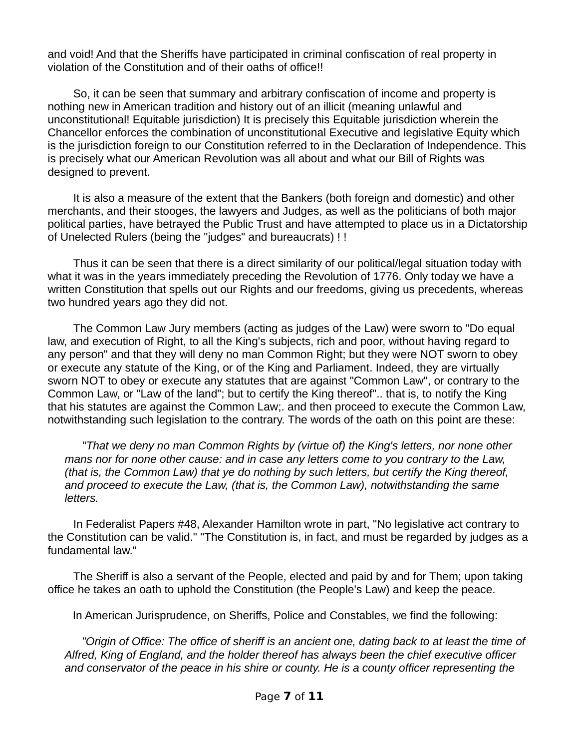and void! And that the Sheriffs have participated in criminal confiscation of real property in violation of the Constitution and of their oaths of office!!

So, it can be seen that summary and arbitrary confiscation of income and property is nothing new in American tradition and history out of an illicit (meaning unlawful and unconstitutional! Equitable jurisdiction) It is precisely this Equitable jurisdiction wherein the Chancellor enforces the combination of unconstitutional Executive and legislative Equity which is the jurisdiction foreign to our Constitution referred to in the Declaration of Independence. This is precisely what our American Revolution was all about and what our Bill of Rights was designed to prevent.

It is also a measure of the extent that the Bankers (both foreign and domestic) and other merchants, and their stooges, the lawyers and Judges, as well as the politicians of both major political parties, have betrayed the Public Trust and have attempted to place us in a Dictatorship of Unelected Rulers (being the "judges" and bureaucrats) ! !

Thus it can be seen that there is a direct similarity of our political/legal situation today with what it was in the years immediately preceding the Revolution of 1776. Only today we have a written Constitution that spells out our Rights and our freedoms, giving us precedents, whereas two hundred years ago they did not.

The Common Law Jury members (acting as judges of the Law) were sworn to "Do equal law, and execution of Right, to all the King's subjects, rich and poor, without having regard to any person" and that they will deny no man Common Right; but they were NOT sworn to obey or execute any statute of the King, or of the King and Parliament. Indeed, they are virtually sworn NOT to obey or execute any statutes that are against "Common Law", or contrary to the Common Law, or "Law of the land"; but to certify the King thereof".. that is, to notify the King that his statutes are against the Common Law;. and then proceed to execute the Common Law, notwithstanding such legislation to the contrary. The words of the oath on this point are these:

> *"That we deny no man Common Rights by (virtue of) the King's letters, nor none other mans nor for none other cause: and in case any letters come to you contrary to the Law, (that is, the Common Law) that ye do nothing by such letters, but certify the King thereof, and proceed to execute the Law, (that is, the Common Law), notwithstanding the same letters.*

In Federalist Papers #48, Alexander Hamilton wrote in part, "No legislative act contrary to the Constitution can be valid." "The Constitution is, in fact, and must be regarded by judges as a fundamental law."

The Sheriff is also a servant of the People, elected and paid by and for Them; upon taking office he takes an oath to uphold the Constitution (the People's Law) and keep the peace.

In American Jurisprudence, on Sheriffs, Police and Constables, we find the following:

> *"Origin of Office: The office of sheriff is an ancient one, dating back to at least the time of Alfred, King of England, and the holder thereof has always been the chief executive officer and conservator of the peace in his shire or county. He is a county officer representing the*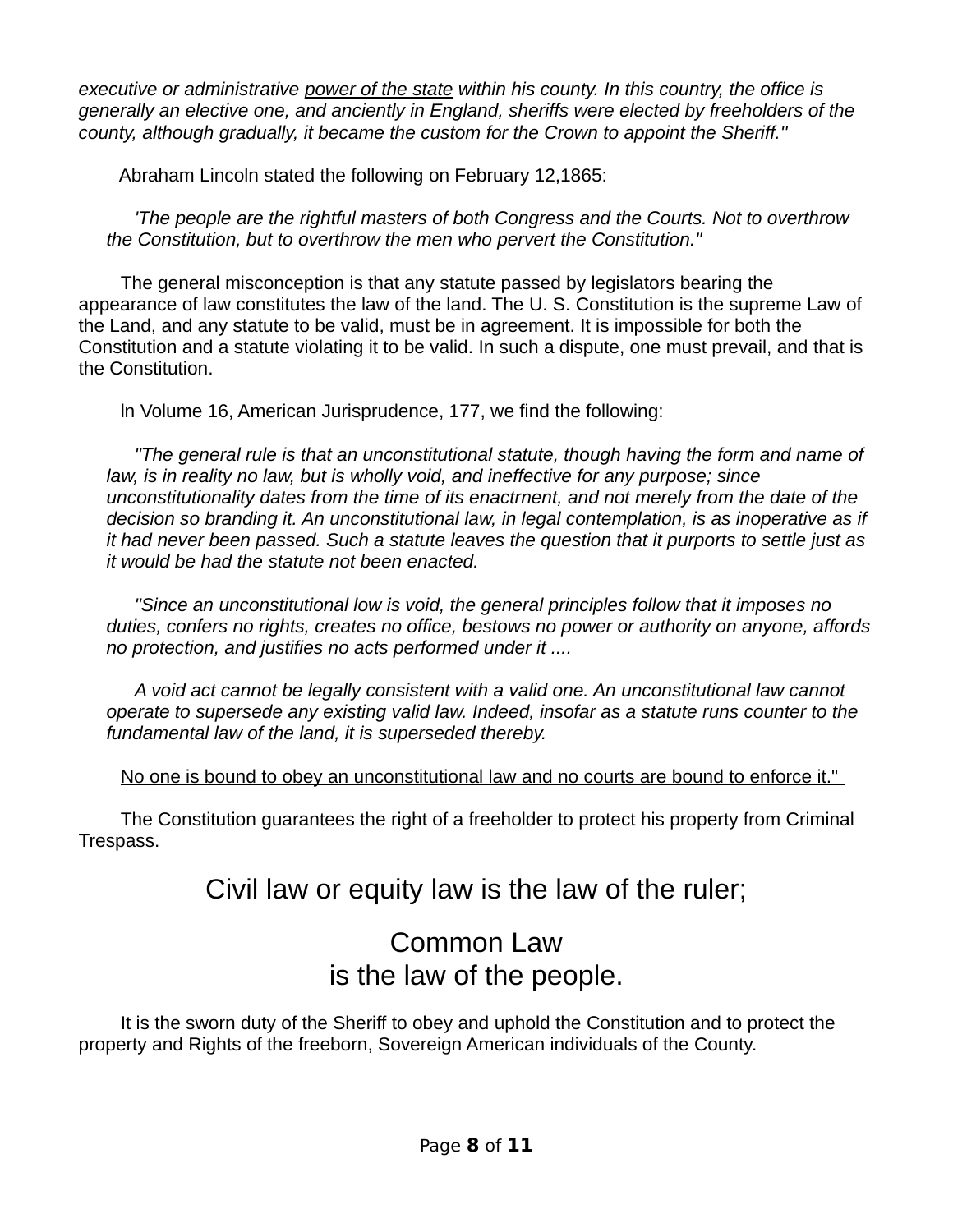*executive or administrative* <u>*power of the state*</u> *within his county. In this country, the office is generally an elective one, and anciently in England, sheriffs were elected by freeholders of the county, although gradually, it became the custom for the Crown to appoint the Sheriff."*

Abraham Lincoln stated the following on February 12,1865:

> *'The people are the rightful masters of both Congress and the Courts. Not to overthrow the Constitution, but to overthrow the men who pervert the Constitution."*

The general misconception is that any statute passed by legislators bearing the appearance of law constitutes the law of the land. The U. S. Constitution is the supreme Law of the Land, and any statute to be valid, must be in agreement. It is impossible for both the Constitution and a statute violating it to be valid. In such a dispute, one must prevail, and that is the Constitution.

ln Volume 16, American Jurisprudence, 177, we find the following:

> *"The general rule is that an unconstitutional statute, though having the form and name of law, is in reality no law, but is wholly void, and ineffective for any purpose; since unconstitutionality dates from the time of its enactrnent, and not merely from the date of the decision so branding it. An unconstitutional law, in legal contemplation, is as inoperative as if it had never been passed. Such a statute leaves the question that it purports to settle just as it would be had the statute not been enacted.*
>
> *"Since an unconstitutional low is void, the general principles follow that it imposes no duties, confers no rights, creates no office, bestows no power or authority on anyone, affords no protection, and justifies no acts performed under it ....*
>
> *A void act cannot be legally consistent with a valid one. An unconstitutional law cannot operate to supersede any existing valid law. Indeed, insofar as a statute runs counter to the fundamental law of the land, it is superseded thereby.*
>
> <u>No one is bound to obey an unconstitutional law and no courts are bound to enforce it."</u>

The Constitution guarantees the right of a freeholder to protect his property from Criminal Trespass.

## Civil law or equity law is the law of the ruler;

## Common Law
## is the law of the people.

It is the sworn duty of the Sheriff to obey and uphold the Constitution and to protect the property and Rights of the freeborn, Sovereign American individuals of the County.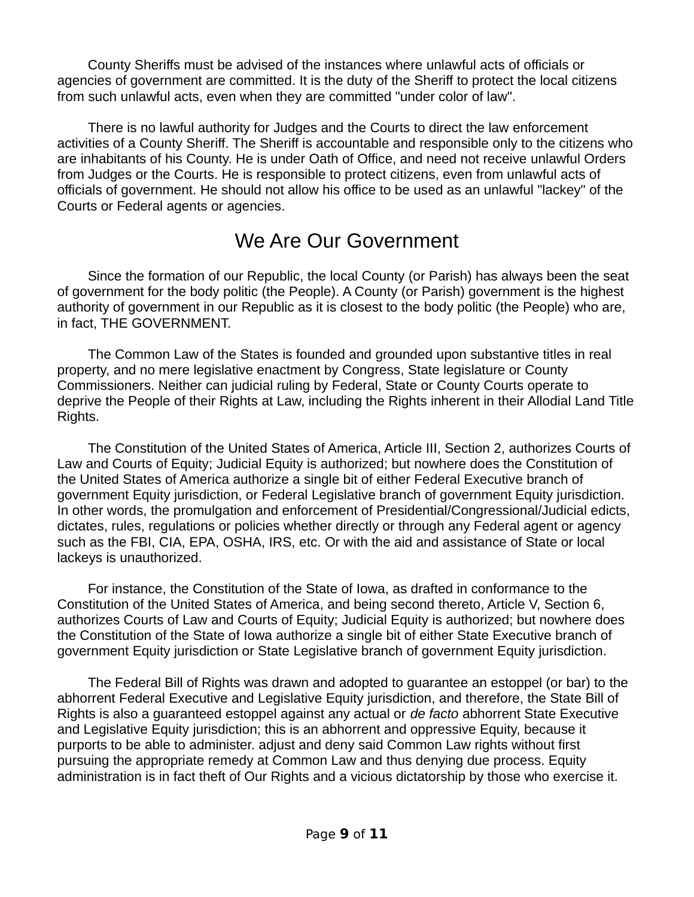County Sheriffs must be advised of the instances where unlawful acts of officials or agencies of government are committed. It is the duty of the Sheriff to protect the local citizens from such unlawful acts, even when they are committed "under color of law".

There is no lawful authority for Judges and the Courts to direct the law enforcement activities of a County Sheriff. The Sheriff is accountable and responsible only to the citizens who are inhabitants of his County. He is under Oath of Office, and need not receive unlawful Orders from Judges or the Courts. He is responsible to protect citizens, even from unlawful acts of officials of government. He should not allow his office to be used as an unlawful "lackey" of the Courts or Federal agents or agencies.

## We Are Our Government

Since the formation of our Republic, the local County (or Parish) has always been the seat of government for the body politic (the People). A County (or Parish) government is the highest authority of government in our Republic as it is closest to the body politic (the People) who are, in fact, THE GOVERNMENT.

The Common Law of the States is founded and grounded upon substantive titles in real property, and no mere legislative enactment by Congress, State legislature or County Commissioners. Neither can judicial ruling by Federal, State or County Courts operate to deprive the People of their Rights at Law, including the Rights inherent in their Allodial Land Title Rights.

The Constitution of the United States of America, Article III, Section 2, authorizes Courts of Law and Courts of Equity; Judicial Equity is authorized; but nowhere does the Constitution of the United States of America authorize a single bit of either Federal Executive branch of government Equity jurisdiction, or Federal Legislative branch of government Equity jurisdiction. In other words, the promulgation and enforcement of Presidential/Congressional/Judicial edicts, dictates, rules, regulations or policies whether directly or through any Federal agent or agency such as the FBI, CIA, EPA, OSHA, IRS, etc. Or with the aid and assistance of State or local lackeys is unauthorized.

For instance, the Constitution of the State of Iowa, as drafted in conformance to the Constitution of the United States of America, and being second thereto, Article V, Section 6, authorizes Courts of Law and Courts of Equity; Judicial Equity is authorized; but nowhere does the Constitution of the State of Iowa authorize a single bit of either State Executive branch of government Equity jurisdiction or State Legislative branch of government Equity jurisdiction.

The Federal Bill of Rights was drawn and adopted to guarantee an estoppel (or bar) to the abhorrent Federal Executive and Legislative Equity jurisdiction, and therefore, the State Bill of Rights is also a guaranteed estoppel against any actual or *de facto* abhorrent State Executive and Legislative Equity jurisdiction; this is an abhorrent and oppressive Equity, because it purports to be able to administer. adjust and deny said Common Law rights without first pursuing the appropriate remedy at Common Law and thus denying due process. Equity administration is in fact theft of Our Rights and a vicious dictatorship by those who exercise it.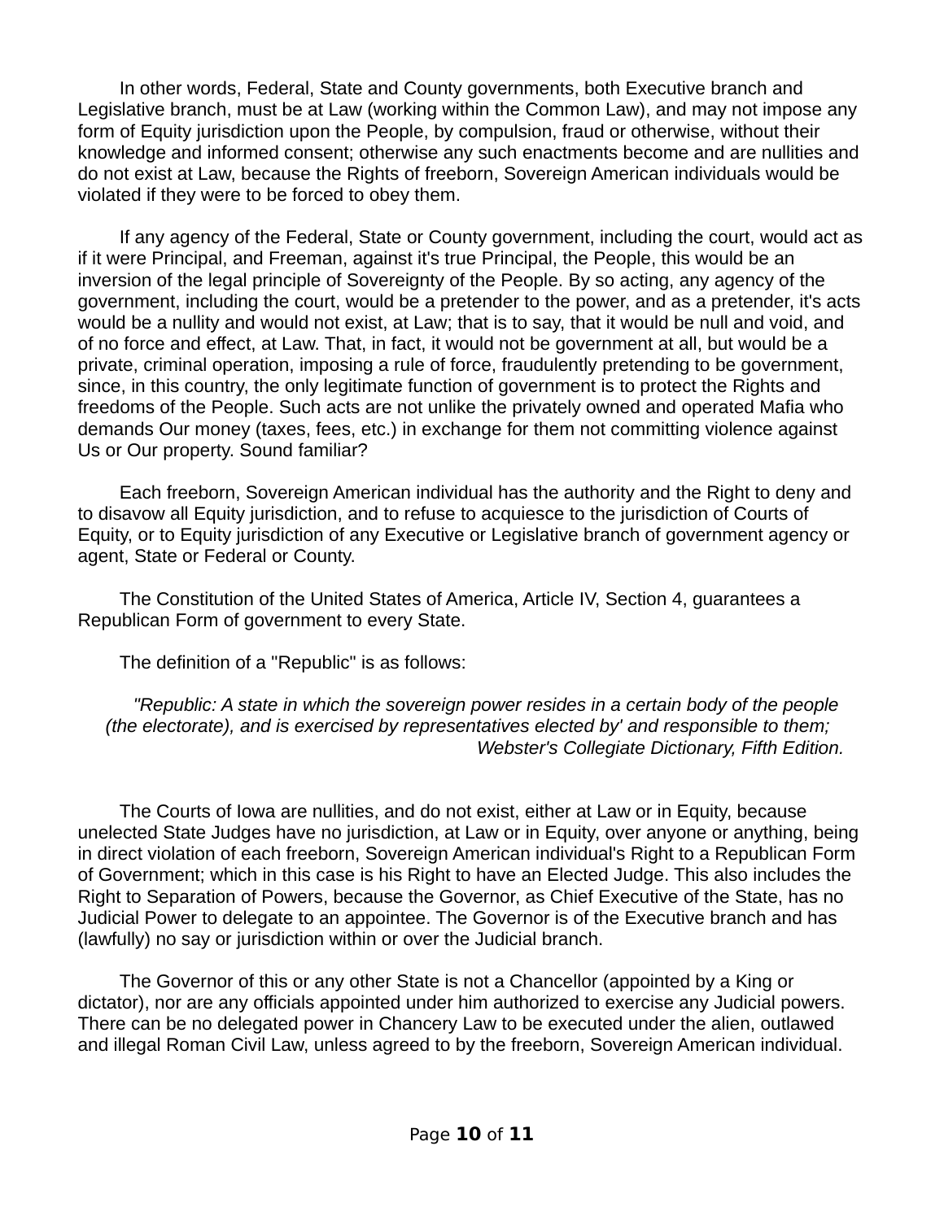In other words, Federal, State and County governments, both Executive branch and Legislative branch, must be at Law (working within the Common Law), and may not impose any form of Equity jurisdiction upon the People, by compulsion, fraud or otherwise, without their knowledge and informed consent; otherwise any such enactments become and are nullities and do not exist at Law, because the Rights of freeborn, Sovereign American individuals would be violated if they were to be forced to obey them.

If any agency of the Federal, State or County government, including the court, would act as if it were Principal, and Freeman, against it's true Principal, the People, this would be an inversion of the legal principle of Sovereignty of the People. By so acting, any agency of the government, including the court, would be a pretender to the power, and as a pretender, it's acts would be a nullity and would not exist, at Law; that is to say, that it would be null and void, and of no force and effect, at Law. That, in fact, it would not be government at all, but would be a private, criminal operation, imposing a rule of force, fraudulently pretending to be government, since, in this country, the only legitimate function of government is to protect the Rights and freedoms of the People. Such acts are not unlike the privately owned and operated Mafia who demands Our money (taxes, fees, etc.) in exchange for them not committing violence against Us or Our property. Sound familiar?

Each freeborn, Sovereign American individual has the authority and the Right to deny and to disavow all Equity jurisdiction, and to refuse to acquiesce to the jurisdiction of Courts of Equity, or to Equity jurisdiction of any Executive or Legislative branch of government agency or agent, State or Federal or County.

The Constitution of the United States of America, Article IV, Section 4, guarantees a Republican Form of government to every State.

The definition of a "Republic" is as follows:

> *"Republic: A state in which the sovereign power resides in a certain body of the people (the electorate), and is exercised by representatives elected by' and responsible to them;*
> *Webster's Collegiate Dictionary, Fifth Edition.*

The Courts of Iowa are nullities, and do not exist, either at Law or in Equity, because unelected State Judges have no jurisdiction, at Law or in Equity, over anyone or anything, being in direct violation of each freeborn, Sovereign American individual's Right to a Republican Form of Government; which in this case is his Right to have an Elected Judge. This also includes the Right to Separation of Powers, because the Governor, as Chief Executive of the State, has no Judicial Power to delegate to an appointee. The Governor is of the Executive branch and has (lawfully) no say or jurisdiction within or over the Judicial branch.

The Governor of this or any other State is not a Chancellor (appointed by a King or dictator), nor are any officials appointed under him authorized to exercise any Judicial powers. There can be no delegated power in Chancery Law to be executed under the alien, outlawed and illegal Roman Civil Law, unless agreed to by the freeborn, Sovereign American individual.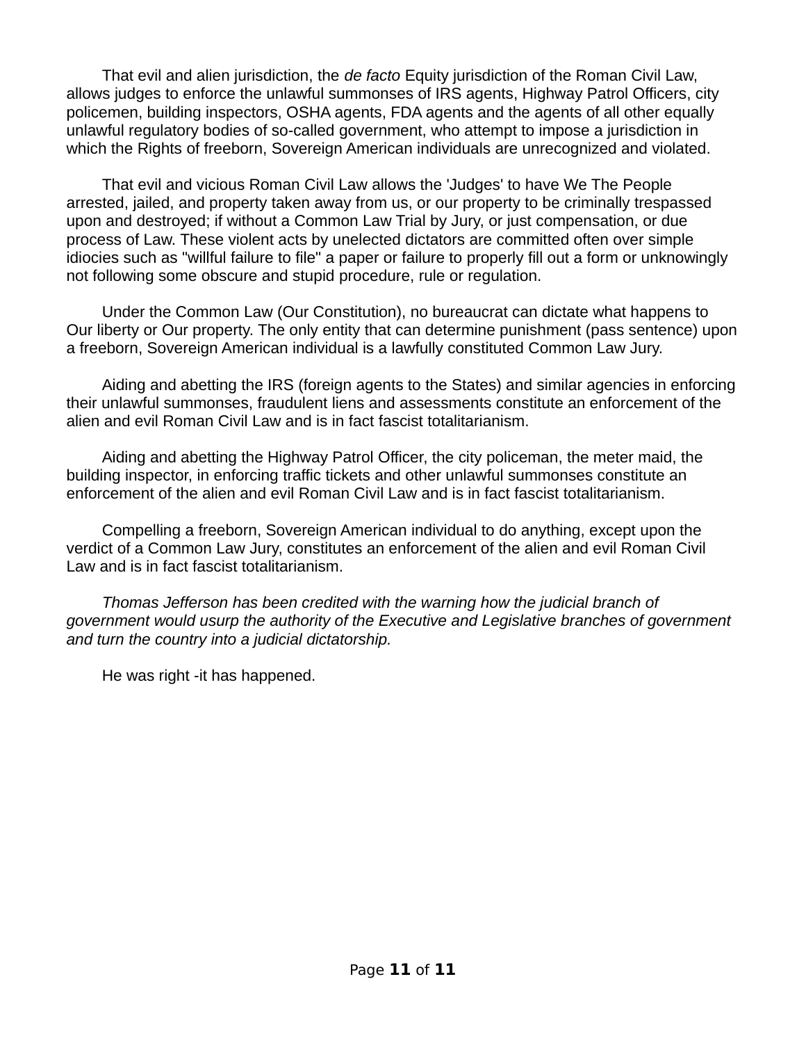That evil and alien jurisdiction, the *de facto* Equity jurisdiction of the Roman Civil Law, allows judges to enforce the unlawful summonses of IRS agents, Highway Patrol Officers, city policemen, building inspectors, OSHA agents, FDA agents and the agents of all other equally unlawful regulatory bodies of so-called government, who attempt to impose a jurisdiction in which the Rights of freeborn, Sovereign American individuals are unrecognized and violated.

That evil and vicious Roman Civil Law allows the 'Judges' to have We The People arrested, jailed, and property taken away from us, or our property to be criminally trespassed upon and destroyed; if without a Common Law Trial by Jury, or just compensation, or due process of Law. These violent acts by unelected dictators are committed often over simple idiocies such as "willful failure to file" a paper or failure to properly fill out a form or unknowingly not following some obscure and stupid procedure, rule or regulation.

Under the Common Law (Our Constitution), no bureaucrat can dictate what happens to Our liberty or Our property. The only entity that can determine punishment (pass sentence) upon a freeborn, Sovereign American individual is a lawfully constituted Common Law Jury.

Aiding and abetting the IRS (foreign agents to the States) and similar agencies in enforcing their unlawful summonses, fraudulent liens and assessments constitute an enforcement of the alien and evil Roman Civil Law and is in fact fascist totalitarianism.

Aiding and abetting the Highway Patrol Officer, the city policeman, the meter maid, the building inspector, in enforcing traffic tickets and other unlawful summonses constitute an enforcement of the alien and evil Roman Civil Law and is in fact fascist totalitarianism.

Compelling a freeborn, Sovereign American individual to do anything, except upon the verdict of a Common Law Jury, constitutes an enforcement of the alien and evil Roman Civil Law and is in fact fascist totalitarianism.

*Thomas Jefferson has been credited with the warning how the judicial branch of government would usurp the authority of the Executive and Legislative branches of government and turn the country into a judicial dictatorship.*

He was right -it has happened.